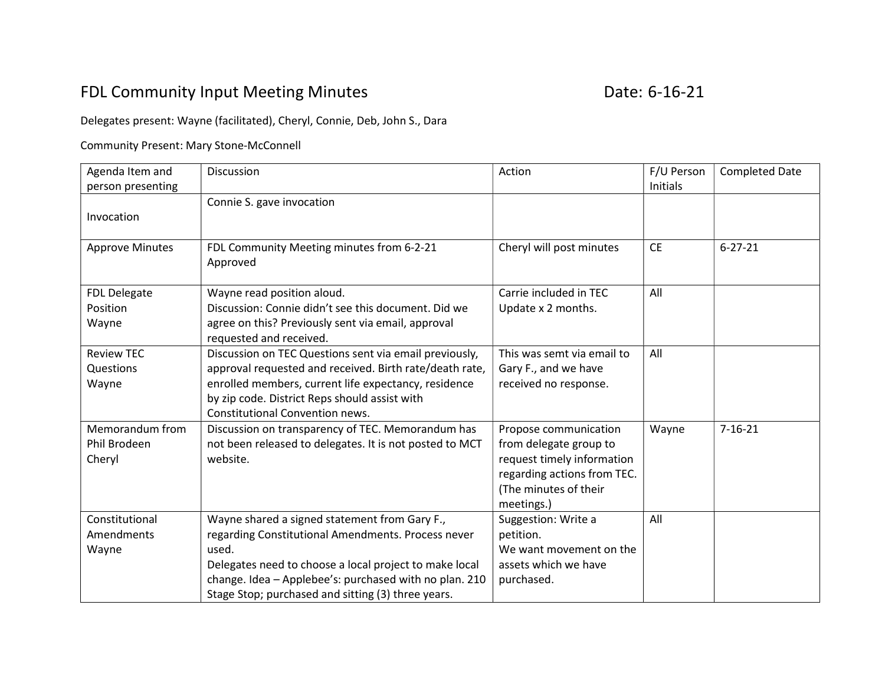# FDL Community Input Meeting Minutes

Date: 6-16-21

Delegates present: Wayne (facilitated), Cheryl, Connie, Deb, John S., Dara

Community Present: Mary Stone-McConnell

| Agenda Item and person presenting | Discussion | Action | F/U Person Initials | Completed Date |
|---|---|---|---|---|
| Invocation | Connie S. gave invocation | | | |
| Approve Minutes | FDL Community Meeting minutes from 6-2-21 Approved | Cheryl will post minutes | CE | 6-27-21 |
| FDL Delegate Position<br>Wayne | Wayne read position aloud.<br>Discussion: Connie didn't see this document. Did we agree on this? Previously sent via email, approval requested and received. | Carrie included in TEC Update x 2 months. | All | |
| Review TEC Questions<br>Wayne | Discussion on TEC Questions sent via email previously, approval requested and received. Birth rate/death rate, enrolled members, current life expectancy, residence by zip code. District Reps should assist with Constitutional Convention news. | This was semt via email to Gary F., and we have received no response. | All | |
| Memorandum from Phil Brodeen<br>Cheryl | Discussion on transparency of TEC. Memorandum has not been released to delegates. It is not posted to MCT website. | Propose communication from delegate group to request timely information regarding actions from TEC. (The minutes of their meetings.) | Wayne | 7-16-21 |
| Constitutional Amendments<br>Wayne | Wayne shared a signed statement from Gary F., regarding Constitutional Amendments. Process never used.<br>Delegates need to choose a local project to make local change. Idea – Applebee's: purchased with no plan. 210 Stage Stop; purchased and sitting (3) three years. | Suggestion: Write a petition.<br>We want movement on the assets which we have purchased. | All | |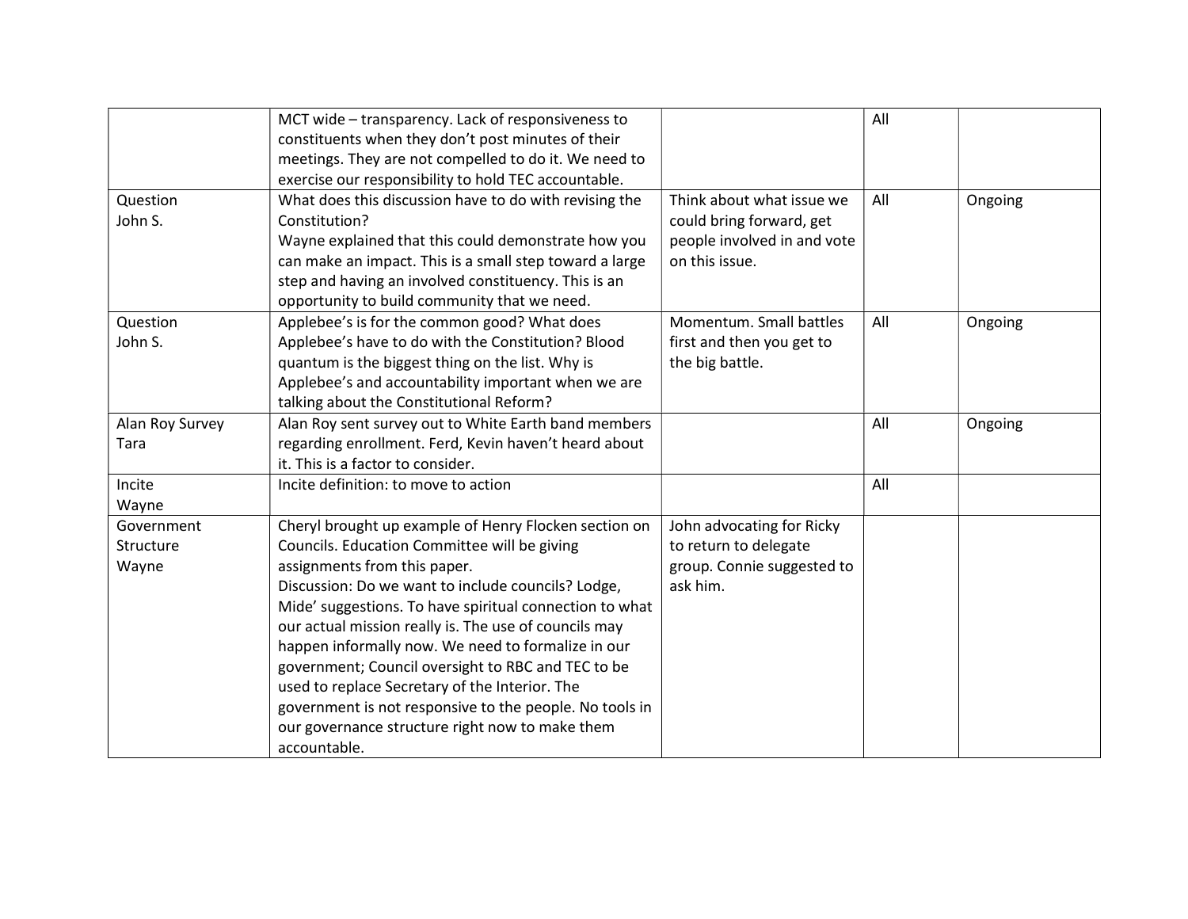| | | | | |
|---|---|---|---|---|
| | MCT wide – transparency. Lack of responsiveness to constituents when they don't post minutes of their meetings. They are not compelled to do it. We need to exercise our responsibility to hold TEC accountable. | | All | |
| Question<br>John S. | What does this discussion have to do with revising the Constitution?<br>Wayne explained that this could demonstrate how you can make an impact. This is a small step toward a large step and having an involved constituency. This is an opportunity to build community that we need. | Think about what issue we could bring forward, get people involved in and vote on this issue. | All | Ongoing |
| Question<br>John S. | Applebee's is for the common good? What does Applebee's have to do with the Constitution? Blood quantum is the biggest thing on the list. Why is Applebee's and accountability important when we are talking about the Constitutional Reform? | Momentum. Small battles first and then you get to the big battle. | All | Ongoing |
| Alan Roy Survey<br>Tara | Alan Roy sent survey out to White Earth band members regarding enrollment. Ferd, Kevin haven't heard about it. This is a factor to consider. | | All | Ongoing |
| Incite<br>Wayne | Incite definition: to move to action | | All | |
| Government Structure<br>Wayne | Cheryl brought up example of Henry Flocken section on Councils. Education Committee will be giving assignments from this paper.<br>Discussion: Do we want to include councils? Lodge, Mide' suggestions. To have spiritual connection to what our actual mission really is. The use of councils may happen informally now. We need to formalize in our government; Council oversight to RBC and TEC to be used to replace Secretary of the Interior. The government is not responsive to the people. No tools in our governance structure right now to make them accountable. | John advocating for Ricky to return to delegate group. Connie suggested to ask him. | | |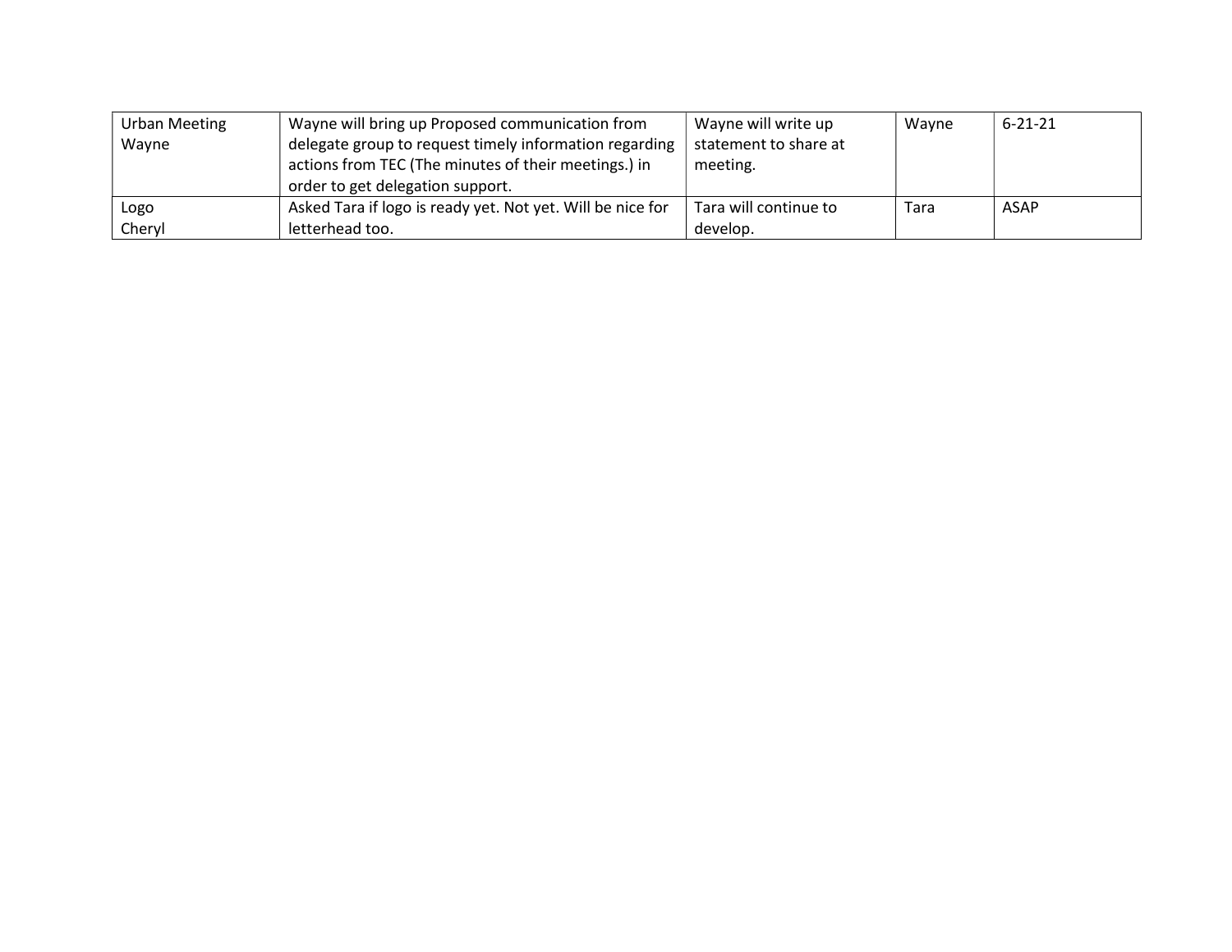| | | | | |
|---|---|---|---|---|
| Urban Meeting<br>Wayne | Wayne will bring up Proposed communication from delegate group to request timely information regarding actions from TEC (The minutes of their meetings.) in order to get delegation support. | Wayne will write up statement to share at meeting. | Wayne | 6-21-21 |
| Logo<br>Cheryl | Asked Tara if logo is ready yet. Not yet. Will be nice for letterhead too. | Tara will continue to develop. | Tara | ASAP |